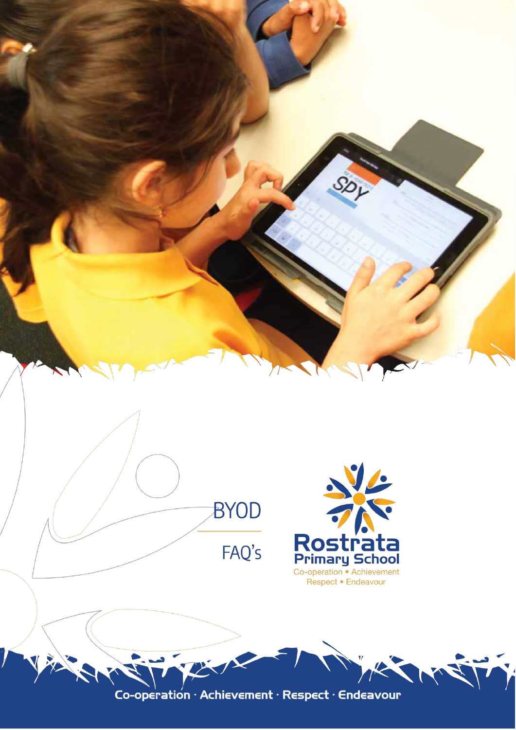# BYOD

## FAQ's

**Rostrata Primary School**

Co-operation • Achievement
Respect • Endeavour

Co-operation · Achievement · Respect · Endeavour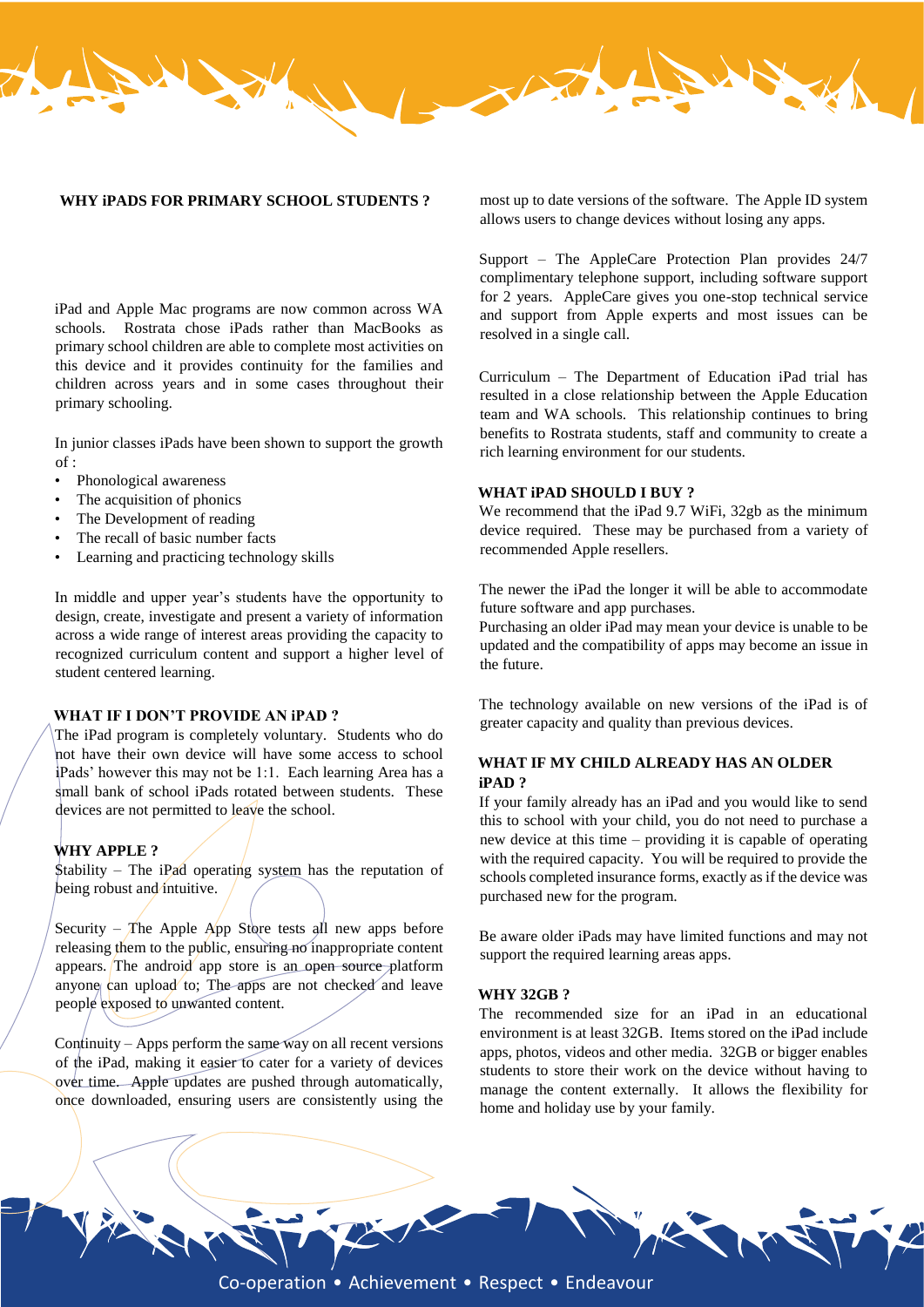## WHY iPADS FOR PRIMARY SCHOOL STUDENTS ?

iPad and Apple Mac programs are now common across WA schools. Rostrata chose iPads rather than MacBooks as primary school children are able to complete most activities on this device and it provides continuity for the families and children across years and in some cases throughout their primary schooling.

In junior classes iPads have been shown to support the growth of :

- Phonological awareness
- The acquisition of phonics
- The Development of reading
- The recall of basic number facts
- Learning and practicing technology skills

In middle and upper year's students have the opportunity to design, create, investigate and present a variety of information across a wide range of interest areas providing the capacity to recognized curriculum content and support a higher level of student centered learning.

## WHAT IF I DON'T PROVIDE AN iPAD ?

The iPad program is completely voluntary. Students who do not have their own device will have some access to school iPads' however this may not be 1:1. Each learning Area has a small bank of school iPads rotated between students. These devices are not permitted to leave the school.

## WHY APPLE ?

Stability – The iPad operating system has the reputation of being robust and intuitive.

Security – The Apple App Store tests all new apps before releasing them to the public, ensuring no inappropriate content appears. The android app store is an open source platform anyone can upload to; The apps are not checked and leave people exposed to unwanted content.

Continuity – Apps perform the same way on all recent versions of the iPad, making it easier to cater for a variety of devices over time. Apple updates are pushed through automatically, once downloaded, ensuring users are consistently using the most up to date versions of the software. The Apple ID system allows users to change devices without losing any apps.

Support – The AppleCare Protection Plan provides 24/7 complimentary telephone support, including software support for 2 years. AppleCare gives you one-stop technical service and support from Apple experts and most issues can be resolved in a single call.

Curriculum – The Department of Education iPad trial has resulted in a close relationship between the Apple Education team and WA schools. This relationship continues to bring benefits to Rostrata students, staff and community to create a rich learning environment for our students.

## WHAT iPAD SHOULD I BUY ?

We recommend that the iPad 9.7 WiFi, 32gb as the minimum device required. These may be purchased from a variety of recommended Apple resellers.

The newer the iPad the longer it will be able to accommodate future software and app purchases.
Purchasing an older iPad may mean your device is unable to be updated and the compatibility of apps may become an issue in the future.

The technology available on new versions of the iPad is of greater capacity and quality than previous devices.

## WHAT IF MY CHILD ALREADY HAS AN OLDER iPAD ?

If your family already has an iPad and you would like to send this to school with your child, you do not need to purchase a new device at this time – providing it is capable of operating with the required capacity. You will be required to provide the schools completed insurance forms, exactly as if the device was purchased new for the program.

Be aware older iPads may have limited functions and may not support the required learning areas apps.

## WHY 32GB ?

The recommended size for an iPad in an educational environment is at least 32GB. Items stored on the iPad include apps, photos, videos and other media. 32GB or bigger enables students to store their work on the device without having to manage the content externally. It allows the flexibility for home and holiday use by your family.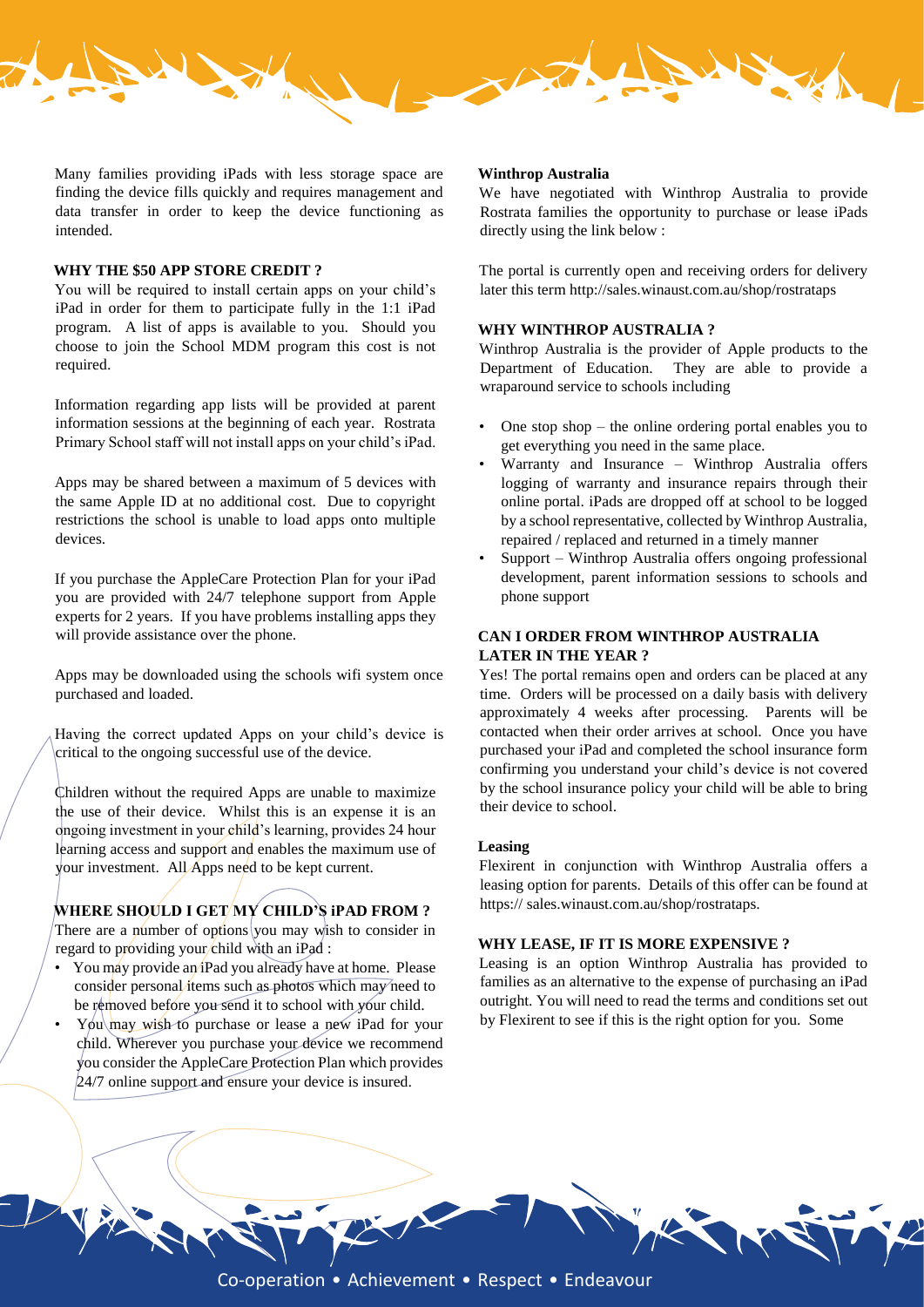Many families providing iPads with less storage space are finding the device fills quickly and requires management and data transfer in order to keep the device functioning as intended.

### WHY THE $50 APP STORE CREDIT ?

You will be required to install certain apps on your child's iPad in order for them to participate fully in the 1:1 iPad program. A list of apps is available to you. Should you choose to join the School MDM program this cost is not required.

Information regarding app lists will be provided at parent information sessions at the beginning of each year. Rostrata Primary School staff will not install apps on your child's iPad.

Apps may be shared between a maximum of 5 devices with the same Apple ID at no additional cost. Due to copyright restrictions the school is unable to load apps onto multiple devices.

If you purchase the AppleCare Protection Plan for your iPad you are provided with 24/7 telephone support from Apple experts for 2 years. If you have problems installing apps they will provide assistance over the phone.

Apps may be downloaded using the schools wifi system once purchased and loaded.

Having the correct updated Apps on your child's device is critical to the ongoing successful use of the device.

Children without the required Apps are unable to maximize the use of their device. Whilst this is an expense it is an ongoing investment in your child's learning, provides 24 hour learning access and support and enables the maximum use of your investment. All Apps need to be kept current.

### WHERE SHOULD I GET MY CHILD'S iPAD FROM ?

There are a number of options you may wish to consider in regard to providing your child with an iPad :

- You may provide an iPad you already have at home. Please consider personal items such as photos which may need to be removed before you send it to school with your child.
- You may wish to purchase or lease a new iPad for your child. Wherever you purchase your device we recommend you consider the AppleCare Protection Plan which provides 24/7 online support and ensure your device is insured.

### Winthrop Australia

We have negotiated with Winthrop Australia to provide Rostrata families the opportunity to purchase or lease iPads directly using the link below :

The portal is currently open and receiving orders for delivery later this term http://sales.winaust.com.au/shop/rostrataps

### WHY WINTHROP AUSTRALIA ?

Winthrop Australia is the provider of Apple products to the Department of Education. They are able to provide a wraparound service to schools including

- One stop shop – the online ordering portal enables you to get everything you need in the same place.
- Warranty and Insurance – Winthrop Australia offers logging of warranty and insurance repairs through their online portal. iPads are dropped off at school to be logged by a school representative, collected by Winthrop Australia, repaired / replaced and returned in a timely manner
- Support – Winthrop Australia offers ongoing professional development, parent information sessions to schools and phone support

### CAN I ORDER FROM WINTHROP AUSTRALIA LATER IN THE YEAR ?

Yes! The portal remains open and orders can be placed at any time. Orders will be processed on a daily basis with delivery approximately 4 weeks after processing. Parents will be contacted when their order arrives at school. Once you have purchased your iPad and completed the school insurance form confirming you understand your child's device is not covered by the school insurance policy your child will be able to bring their device to school.

### Leasing

Flexirent in conjunction with Winthrop Australia offers a leasing option for parents. Details of this offer can be found at https:// sales.winaust.com.au/shop/rostrataps.

### WHY LEASE, IF IT IS MORE EXPENSIVE ?

Leasing is an option Winthrop Australia has provided to families as an alternative to the expense of purchasing an iPad outright. You will need to read the terms and conditions set out by Flexirent to see if this is the right option for you. Some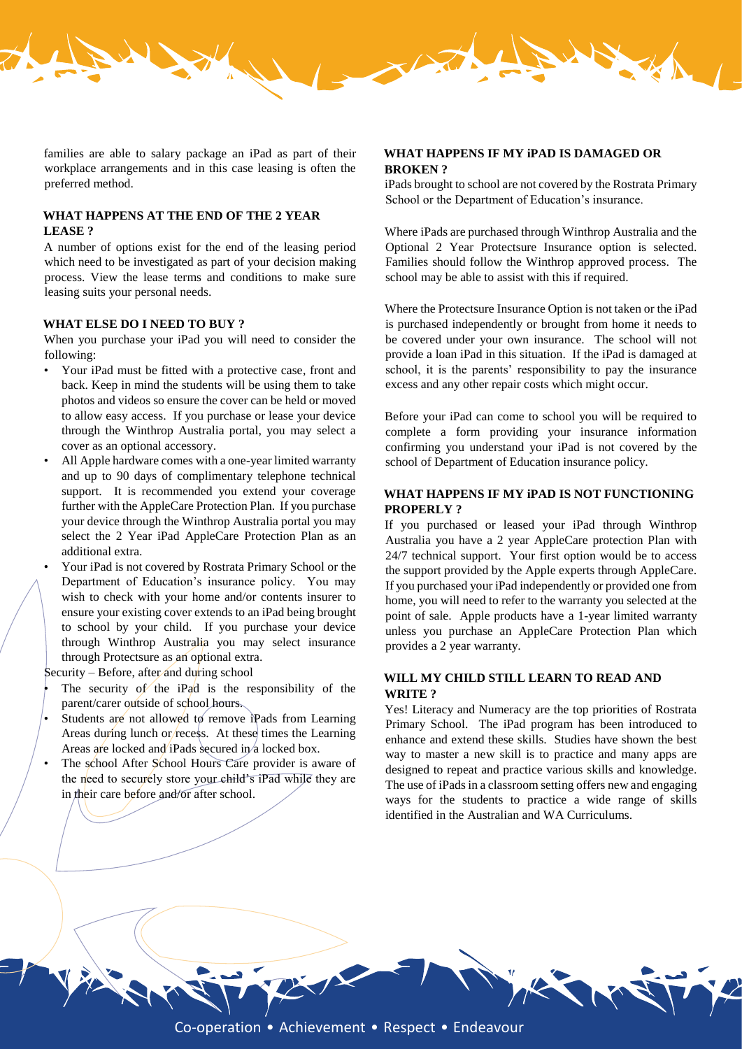families are able to salary package an iPad as part of their workplace arrangements and in this case leasing is often the preferred method.

### WHAT HAPPENS AT THE END OF THE 2 YEAR LEASE ?

A number of options exist for the end of the leasing period which need to be investigated as part of your decision making process. View the lease terms and conditions to make sure leasing suits your personal needs.

### WHAT ELSE DO I NEED TO BUY ?

When you purchase your iPad you will need to consider the following:

- Your iPad must be fitted with a protective case, front and back. Keep in mind the students will be using them to take photos and videos so ensure the cover can be held or moved to allow easy access. If you purchase or lease your device through the Winthrop Australia portal, you may select a cover as an optional accessory.
- All Apple hardware comes with a one-year limited warranty and up to 90 days of complimentary telephone technical support. It is recommended you extend your coverage further with the AppleCare Protection Plan. If you purchase your device through the Winthrop Australia portal you may select the 2 Year iPad AppleCare Protection Plan as an additional extra.
- Your iPad is not covered by Rostrata Primary School or the Department of Education's insurance policy. You may wish to check with your home and/or contents insurer to ensure your existing cover extends to an iPad being brought to school by your child. If you purchase your device through Winthrop Australia you may select insurance through Protectsure as an optional extra.

Security – Before, after and during school

- The security of the iPad is the responsibility of the parent/carer outside of school hours.
- Students are not allowed to remove iPads from Learning Areas during lunch or recess. At these times the Learning Areas are locked and iPads secured in a locked box.
- The school After School Hours Care provider is aware of the need to securely store your child's iPad while they are in their care before and/or after school.

### WHAT HAPPENS IF MY iPAD IS DAMAGED OR BROKEN ?

iPads brought to school are not covered by the Rostrata Primary School or the Department of Education's insurance.

Where iPads are purchased through Winthrop Australia and the Optional 2 Year Protectsure Insurance option is selected. Families should follow the Winthrop approved process. The school may be able to assist with this if required.

Where the Protectsure Insurance Option is not taken or the iPad is purchased independently or brought from home it needs to be covered under your own insurance. The school will not provide a loan iPad in this situation. If the iPad is damaged at school, it is the parents' responsibility to pay the insurance excess and any other repair costs which might occur.

Before your iPad can come to school you will be required to complete a form providing your insurance information confirming you understand your iPad is not covered by the school of Department of Education insurance policy.

### WHAT HAPPENS IF MY iPAD IS NOT FUNCTIONING PROPERLY ?

If you purchased or leased your iPad through Winthrop Australia you have a 2 year AppleCare protection Plan with 24/7 technical support. Your first option would be to access the support provided by the Apple experts through AppleCare. If you purchased your iPad independently or provided one from home, you will need to refer to the warranty you selected at the point of sale. Apple products have a 1-year limited warranty unless you purchase an AppleCare Protection Plan which provides a 2 year warranty.

### WILL MY CHILD STILL LEARN TO READ AND WRITE ?

Yes! Literacy and Numeracy are the top priorities of Rostrata Primary School. The iPad program has been introduced to enhance and extend these skills. Studies have shown the best way to master a new skill is to practice and many apps are designed to repeat and practice various skills and knowledge. The use of iPads in a classroom setting offers new and engaging ways for the students to practice a wide range of skills identified in the Australian and WA Curriculums.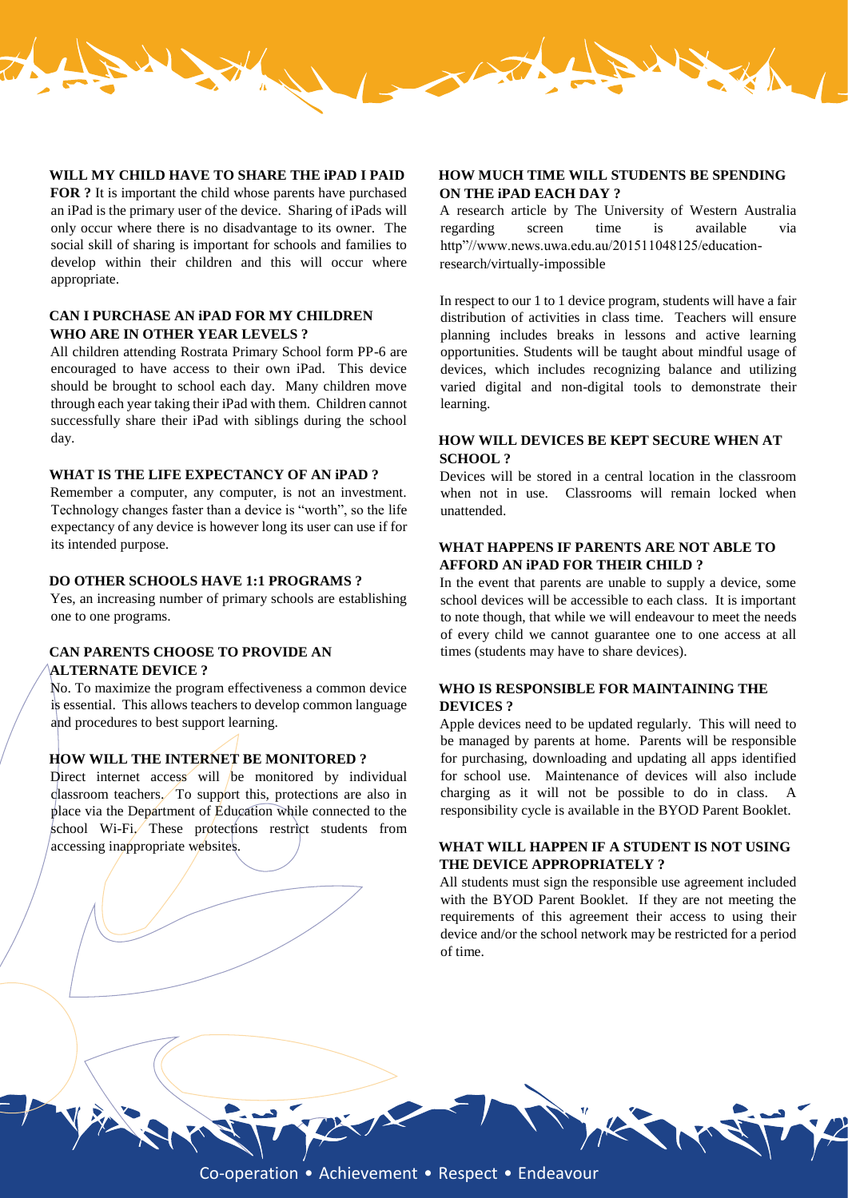**WILL MY CHILD HAVE TO SHARE THE iPAD I PAID FOR ?** It is important the child whose parents have purchased an iPad is the primary user of the device. Sharing of iPads will only occur where there is no disadvantage to its owner. The social skill of sharing is important for schools and families to develop within their children and this will occur where appropriate.

**CAN I PURCHASE AN iPAD FOR MY CHILDREN WHO ARE IN OTHER YEAR LEVELS ?**

All children attending Rostrata Primary School form PP-6 are encouraged to have access to their own iPad. This device should be brought to school each day. Many children move through each year taking their iPad with them. Children cannot successfully share their iPad with siblings during the school day.

**WHAT IS THE LIFE EXPECTANCY OF AN iPAD ?**

Remember a computer, any computer, is not an investment. Technology changes faster than a device is "worth", so the life expectancy of any device is however long its user can use if for its intended purpose.

**DO OTHER SCHOOLS HAVE 1:1 PROGRAMS ?**

Yes, an increasing number of primary schools are establishing one to one programs.

**CAN PARENTS CHOOSE TO PROVIDE AN ALTERNATE DEVICE ?**

No. To maximize the program effectiveness a common device is essential. This allows teachers to develop common language and procedures to best support learning.

**HOW WILL THE INTERNET BE MONITORED ?**

Direct internet access will be monitored by individual classroom teachers. To support this, protections are also in place via the Department of Education while connected to the school Wi-Fi. These protections restrict students from accessing inappropriate websites.

**HOW MUCH TIME WILL STUDENTS BE SPENDING ON THE iPAD EACH DAY ?**

A research article by The University of Western Australia regarding screen time is available via http"//www.news.uwa.edu.au/201511048125/education-research/virtually-impossible

In respect to our 1 to 1 device program, students will have a fair distribution of activities in class time. Teachers will ensure planning includes breaks in lessons and active learning opportunities. Students will be taught about mindful usage of devices, which includes recognizing balance and utilizing varied digital and non-digital tools to demonstrate their learning.

**HOW WILL DEVICES BE KEPT SECURE WHEN AT SCHOOL ?**

Devices will be stored in a central location in the classroom when not in use. Classrooms will remain locked when unattended.

**WHAT HAPPENS IF PARENTS ARE NOT ABLE TO AFFORD AN iPAD FOR THEIR CHILD ?**

In the event that parents are unable to supply a device, some school devices will be accessible to each class. It is important to note though, that while we will endeavour to meet the needs of every child we cannot guarantee one to one access at all times (students may have to share devices).

**WHO IS RESPONSIBLE FOR MAINTAINING THE DEVICES ?**

Apple devices need to be updated regularly. This will need to be managed by parents at home. Parents will be responsible for purchasing, downloading and updating all apps identified for school use. Maintenance of devices will also include charging as it will not be possible to do in class. A responsibility cycle is available in the BYOD Parent Booklet.

**WHAT WILL HAPPEN IF A STUDENT IS NOT USING THE DEVICE APPROPRIATELY ?**

All students must sign the responsible use agreement included with the BYOD Parent Booklet. If they are not meeting the requirements of this agreement their access to using their device and/or the school network may be restricted for a period of time.

Co-operation • Achievement • Respect • Endeavour